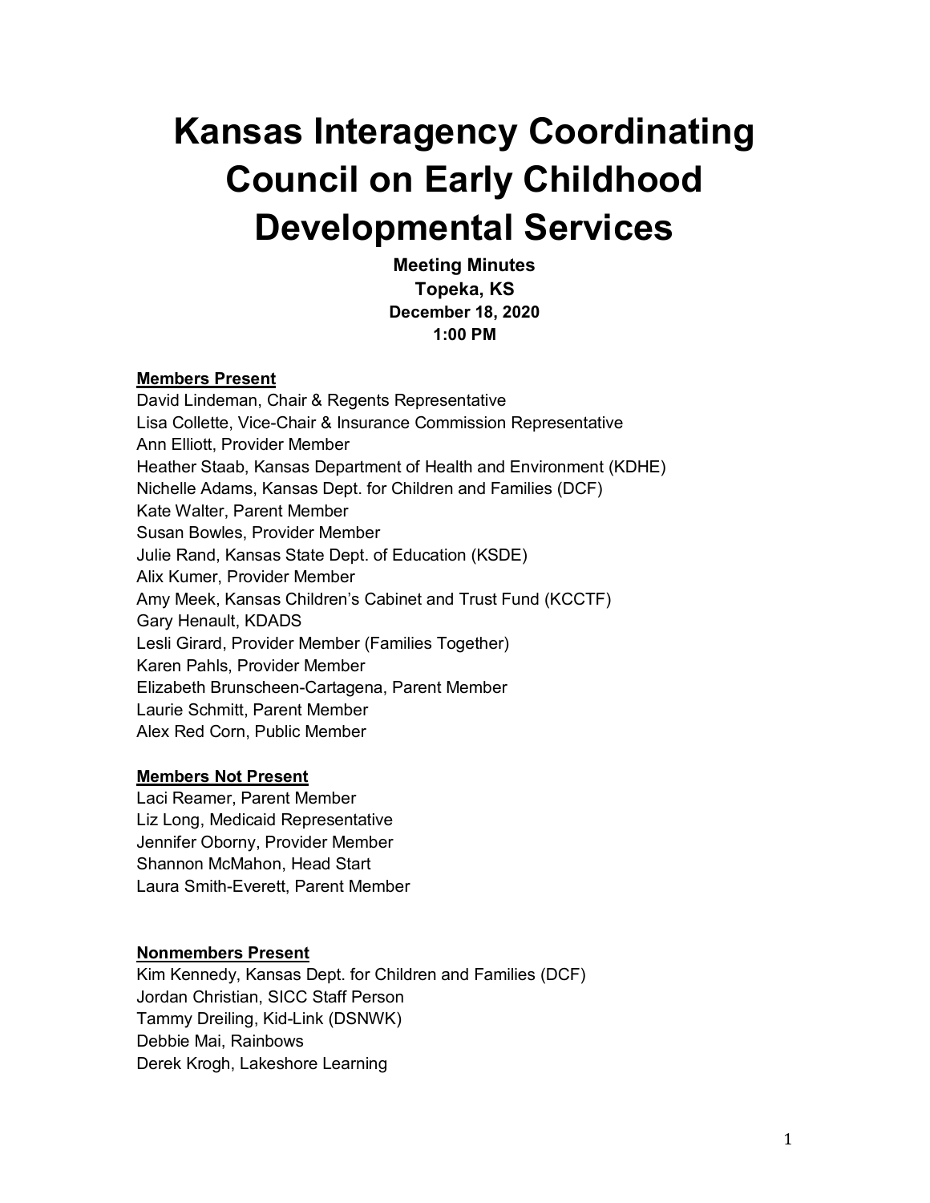# Kansas Interagency Coordinating Council on Early Childhood Developmental Services

**Meeting Minutes**
**Topeka, KS**
**December 18, 2020**
**1:00 PM**

**Members Present**

David Lindeman, Chair & Regents Representative
Lisa Collette, Vice-Chair & Insurance Commission Representative
Ann Elliott, Provider Member
Heather Staab, Kansas Department of Health and Environment (KDHE)
Nichelle Adams, Kansas Dept. for Children and Families (DCF)
Kate Walter, Parent Member
Susan Bowles, Provider Member
Julie Rand, Kansas State Dept. of Education (KSDE)
Alix Kumer, Provider Member
Amy Meek, Kansas Children's Cabinet and Trust Fund (KCCTF)
Gary Henault, KDADS
Lesli Girard, Provider Member (Families Together)
Karen Pahls, Provider Member
Elizabeth Brunscheen-Cartagena, Parent Member
Laurie Schmitt, Parent Member
Alex Red Corn, Public Member

**Members Not Present**

Laci Reamer, Parent Member
Liz Long, Medicaid Representative
Jennifer Oborny, Provider Member
Shannon McMahon, Head Start
Laura Smith-Everett, Parent Member

**Nonmembers Present**

Kim Kennedy, Kansas Dept. for Children and Families (DCF)
Jordan Christian, SICC Staff Person
Tammy Dreiling, Kid-Link (DSNWK)
Debbie Mai, Rainbows
Derek Krogh, Lakeshore Learning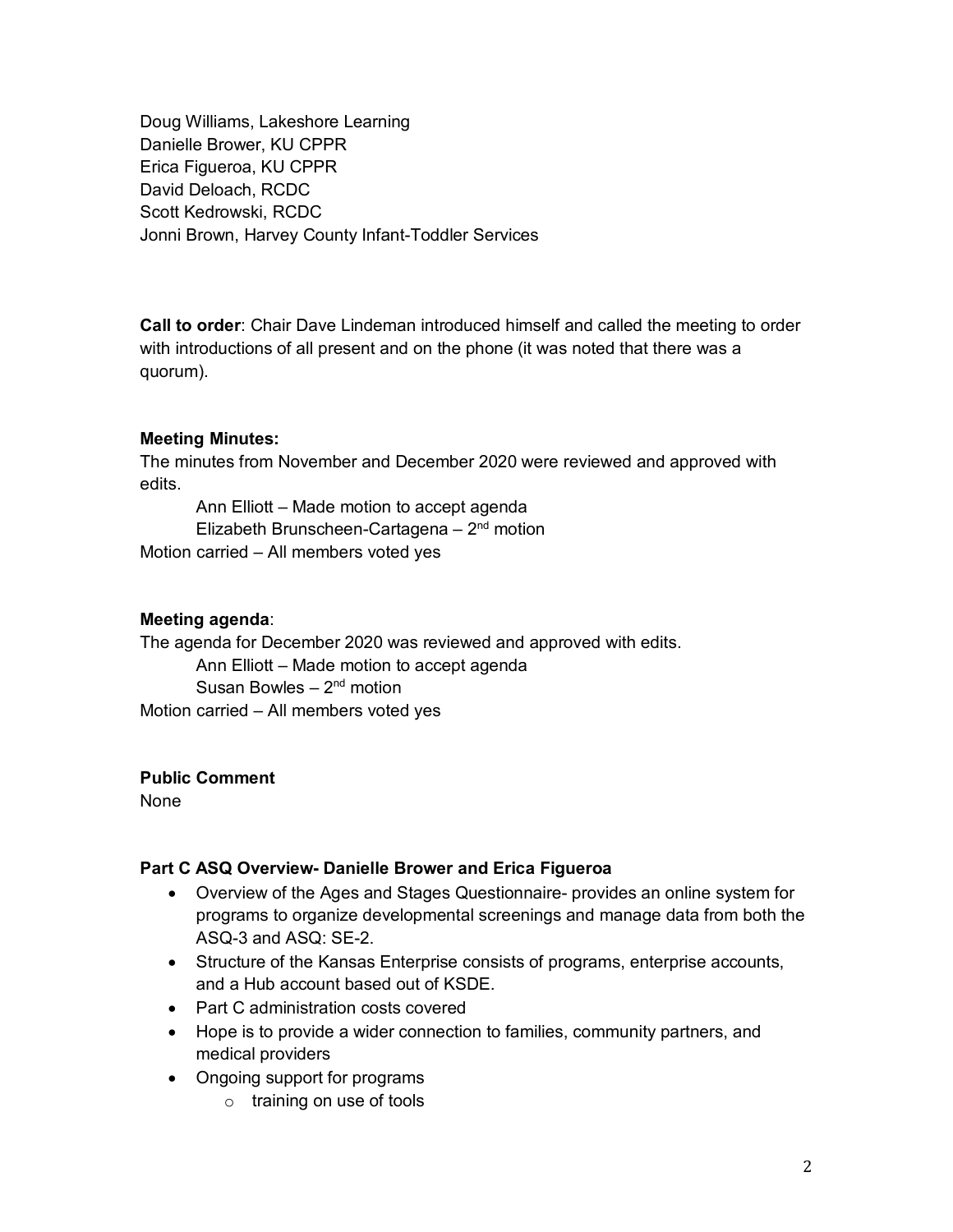Doug Williams, Lakeshore Learning
Danielle Brower, KU CPPR
Erica Figueroa, KU CPPR
David Deloach, RCDC
Scott Kedrowski, RCDC
Jonni Brown, Harvey County Infant-Toddler Services

**Call to order**: Chair Dave Lindeman introduced himself and called the meeting to order with introductions of all present and on the phone (it was noted that there was a quorum).

**Meeting Minutes:**
The minutes from November and December 2020 were reviewed and approved with edits.

Ann Elliott – Made motion to accept agenda
Elizabeth Brunscheen-Cartagena – 2nd motion

Motion carried – All members voted yes

**Meeting agenda**:
The agenda for December 2020 was reviewed and approved with edits.

Ann Elliott – Made motion to accept agenda
Susan Bowles – 2nd motion

Motion carried – All members voted yes

**Public Comment**
None

**Part C ASQ Overview- Danielle Brower and Erica Figueroa**

- Overview of the Ages and Stages Questionnaire- provides an online system for programs to organize developmental screenings and manage data from both the ASQ-3 and ASQ: SE-2.
- Structure of the Kansas Enterprise consists of programs, enterprise accounts, and a Hub account based out of KSDE.
- Part C administration costs covered
- Hope is to provide a wider connection to families, community partners, and medical providers
- Ongoing support for programs
    - training on use of tools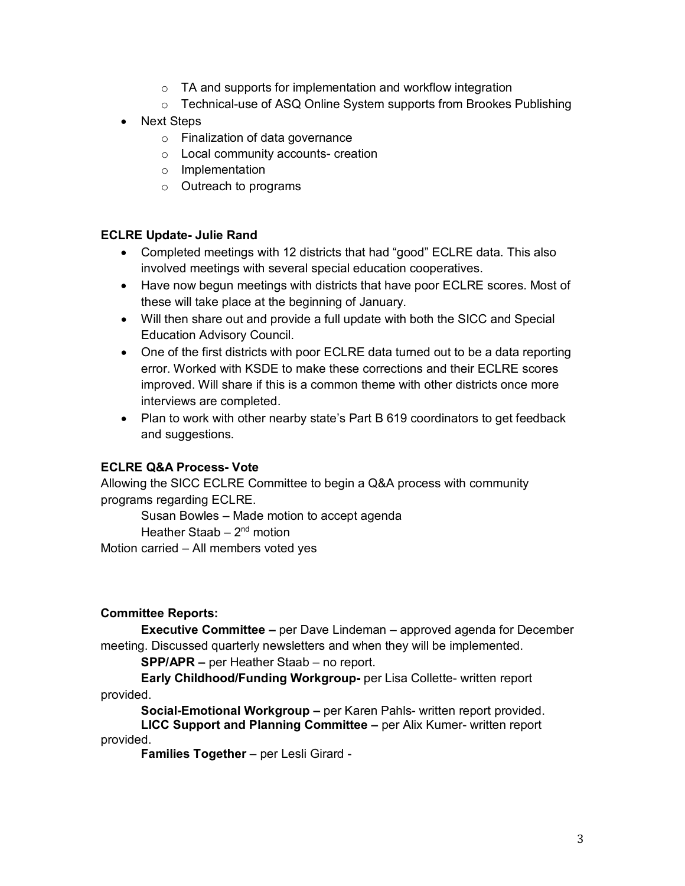- TA and supports for implementation and workflow integration
  - Technical-use of ASQ Online System supports from Brookes Publishing
- Next Steps
  - Finalization of data governance
  - Local community accounts- creation
  - Implementation
  - Outreach to programs

**ECLRE Update- Julie Rand**

- Completed meetings with 12 districts that had "good" ECLRE data. This also involved meetings with several special education cooperatives.
- Have now begun meetings with districts that have poor ECLRE scores. Most of these will take place at the beginning of January.
- Will then share out and provide a full update with both the SICC and Special Education Advisory Council.
- One of the first districts with poor ECLRE data turned out to be a data reporting error. Worked with KSDE to make these corrections and their ECLRE scores improved. Will share if this is a common theme with other districts once more interviews are completed.
- Plan to work with other nearby state's Part B 619 coordinators to get feedback and suggestions.

**ECLRE Q&A Process- Vote**

Allowing the SICC ECLRE Committee to begin a Q&A process with community programs regarding ECLRE.

Susan Bowles – Made motion to accept agenda

Heather Staab – 2nd motion

Motion carried – All members voted yes

**Committee Reports:**

**Executive Committee –** per Dave Lindeman – approved agenda for December meeting. Discussed quarterly newsletters and when they will be implemented.

**SPP/APR –** per Heather Staab – no report.

**Early Childhood/Funding Workgroup-** per Lisa Collette- written report provided.

**Social-Emotional Workgroup –** per Karen Pahls- written report provided.

**LICC Support and Planning Committee –** per Alix Kumer- written report provided.

**Families Together** – per Lesli Girard -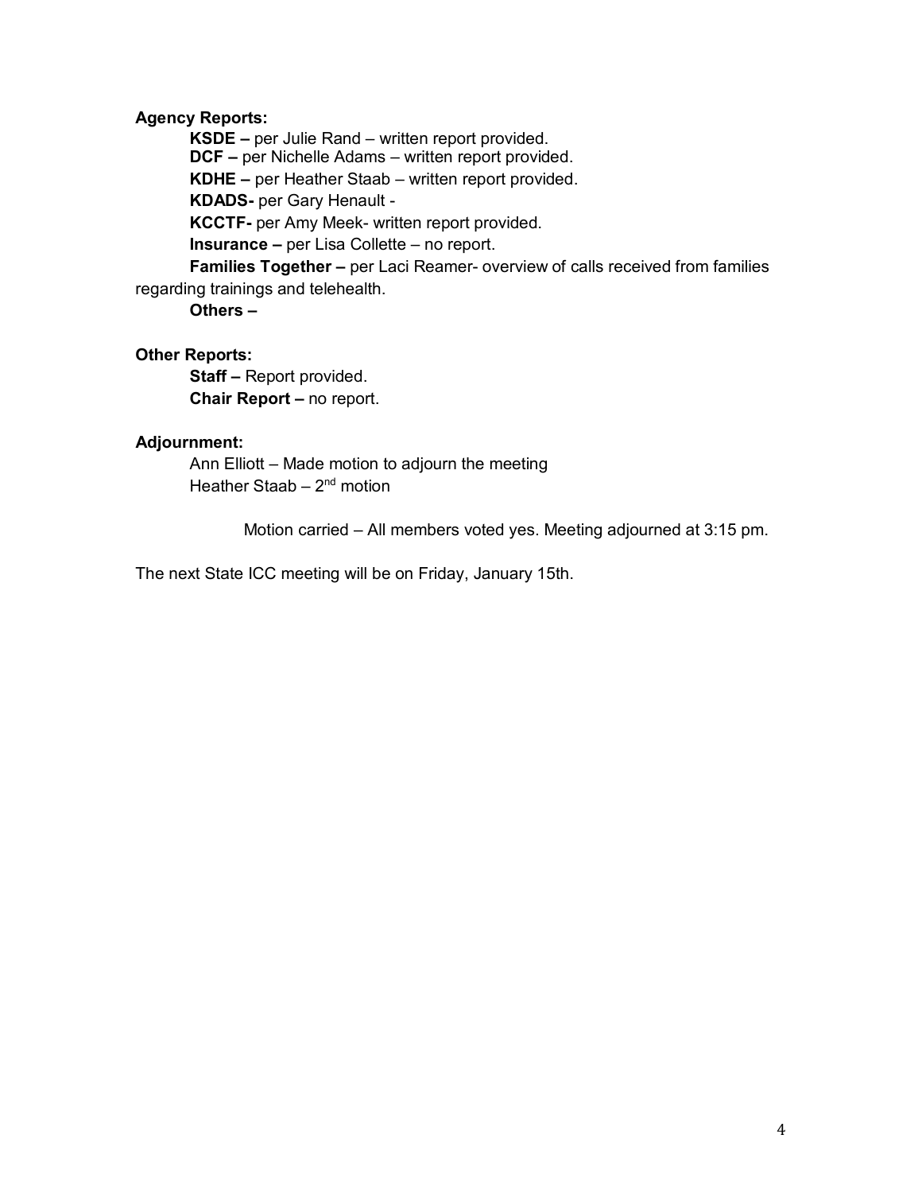**Agency Reports:**

**KSDE –** per Julie Rand – written report provided.

**DCF –** per Nichelle Adams – written report provided.

**KDHE –** per Heather Staab – written report provided.

**KDADS-** per Gary Henault -

**KCCTF-** per Amy Meek- written report provided.

**Insurance –** per Lisa Collette – no report.

**Families Together –** per Laci Reamer- overview of calls received from families regarding trainings and telehealth.

**Others –**

**Other Reports:**

**Staff –** Report provided.

**Chair Report –** no report.

**Adjournment:**

Ann Elliott – Made motion to adjourn the meeting

Heather Staab – 2nd motion

Motion carried – All members voted yes. Meeting adjourned at 3:15 pm.

The next State ICC meeting will be on Friday, January 15th.